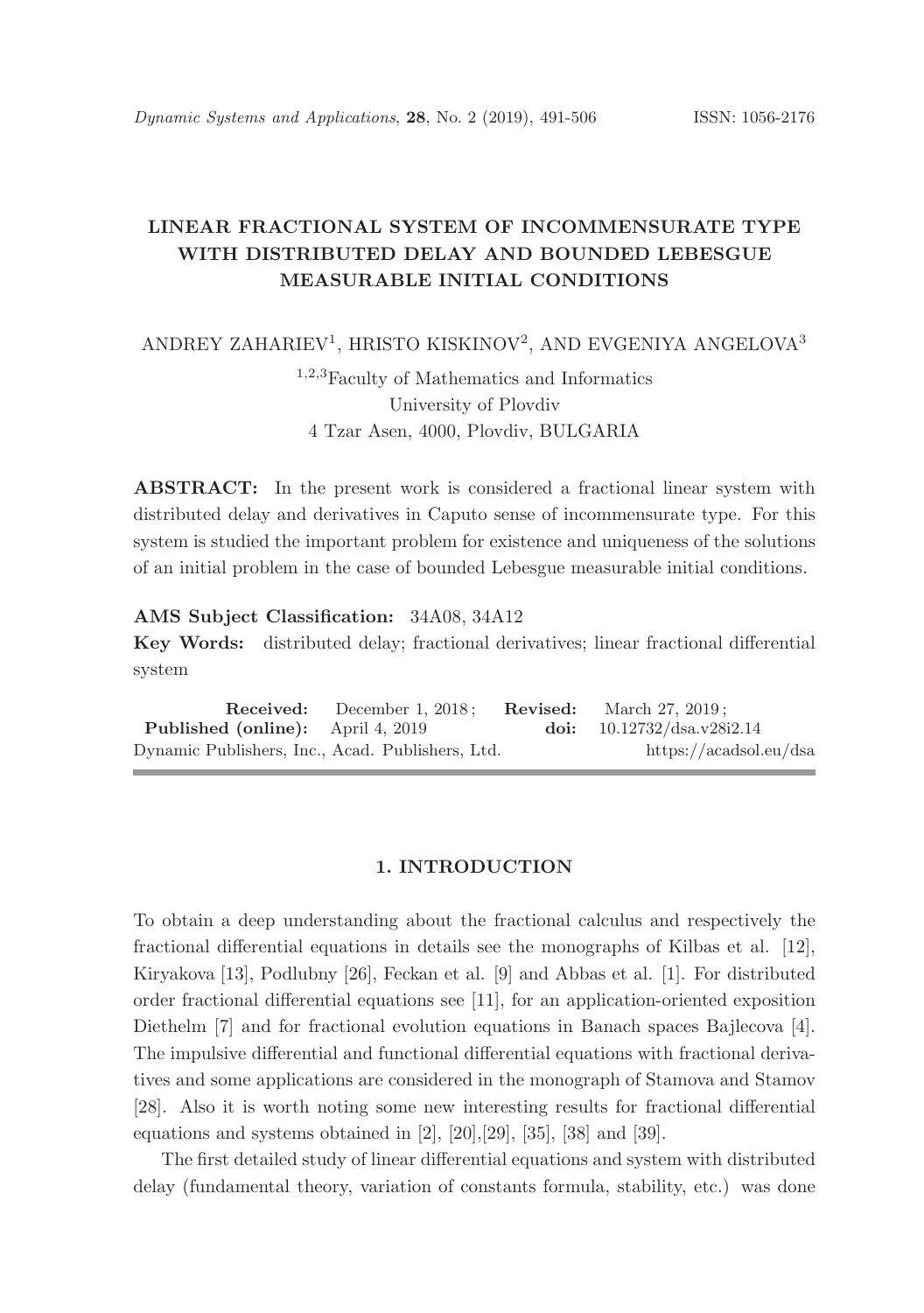# LINEAR FRACTIONAL SYSTEM OF INCOMMENSURATE TYPE WITH DISTRIBUTED DELAY AND BOUNDED LEBESGUE MEASURABLE INITIAL CONDITIONS

ANDREY ZAHARIEV[1], HRISTO KISKINOV[2], AND EVGENIYA ANGELOVA[3]

[1,2,3]Faculty of Mathematics and Informatics
University of Plovdiv
4 Tzar Asen, 4000, Plovdiv, BULGARIA

**ABSTRACT:** In the present work is considered a fractional linear system with distributed delay and derivatives in Caputo sense of incommensurate type. For this system is studied the important problem for existence and uniqueness of the solutions of an initial problem in the case of bounded Lebesgue measurable initial conditions.

**AMS Subject Classification:** 34A08, 34A12

**Key Words:** distributed delay; fractional derivatives; linear fractional differential system

**Received:** December 1, 2018; **Revised:** March 27, 2019;
**Published (online):** April 4, 2019 **doi:** 10.12732/dsa.v28i2.14
Dynamic Publishers, Inc., Acad. Publishers, Ltd. https://acadsol.eu/dsa

## 1. INTRODUCTION

To obtain a deep understanding about the fractional calculus and respectively the fractional differential equations in details see the monographs of Kilbas et al. [12], Kiryakova [13], Podlubny [26], Feckan et al. [9] and Abbas et al. [1]. For distributed order fractional differential equations see [11], for an application-oriented exposition Diethelm [7] and for fractional evolution equations in Banach spaces Bajlecova [4]. The impulsive differential and functional differential equations with fractional derivatives and some applications are considered in the monograph of Stamova and Stamov [28]. Also it is worth noting some new interesting results for fractional differential equations and systems obtained in [2], [20],[29], [35], [38] and [39].

The first detailed study of linear differential equations and system with distributed delay (fundamental theory, variation of constants formula, stability, etc.) was done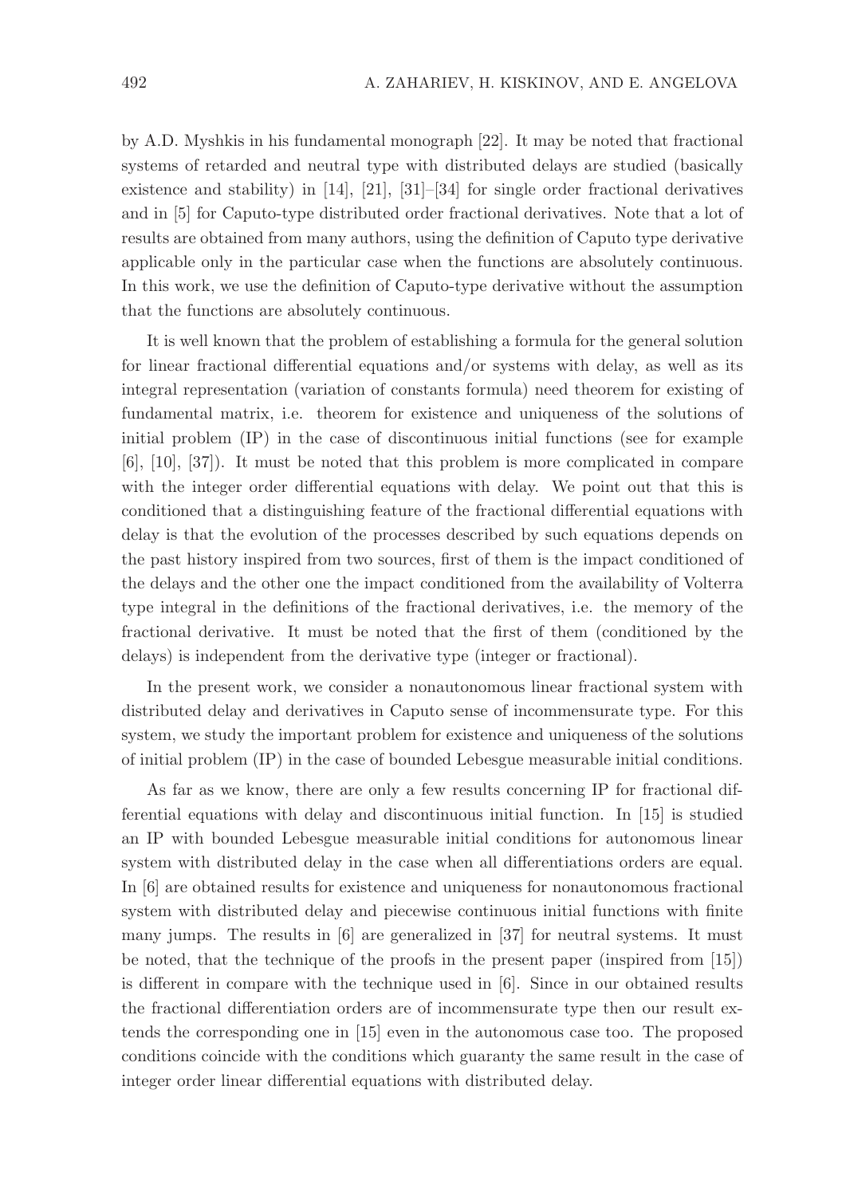by A.D. Myshkis in his fundamental monograph [22]. It may be noted that fractional systems of retarded and neutral type with distributed delays are studied (basically existence and stability) in [14], [21], [31]–[34] for single order fractional derivatives and in [5] for Caputo-type distributed order fractional derivatives. Note that a lot of results are obtained from many authors, using the definition of Caputo type derivative applicable only in the particular case when the functions are absolutely continuous. In this work, we use the definition of Caputo-type derivative without the assumption that the functions are absolutely continuous.

It is well known that the problem of establishing a formula for the general solution for linear fractional differential equations and/or systems with delay, as well as its integral representation (variation of constants formula) need theorem for existing of fundamental matrix, i.e. theorem for existence and uniqueness of the solutions of initial problem (IP) in the case of discontinuous initial functions (see for example [6], [10], [37]). It must be noted that this problem is more complicated in compare with the integer order differential equations with delay. We point out that this is conditioned that a distinguishing feature of the fractional differential equations with delay is that the evolution of the processes described by such equations depends on the past history inspired from two sources, first of them is the impact conditioned of the delays and the other one the impact conditioned from the availability of Volterra type integral in the definitions of the fractional derivatives, i.e. the memory of the fractional derivative. It must be noted that the first of them (conditioned by the delays) is independent from the derivative type (integer or fractional).

In the present work, we consider a nonautonomous linear fractional system with distributed delay and derivatives in Caputo sense of incommensurate type. For this system, we study the important problem for existence and uniqueness of the solutions of initial problem (IP) in the case of bounded Lebesgue measurable initial conditions.

As far as we know, there are only a few results concerning IP for fractional differential equations with delay and discontinuous initial function. In [15] is studied an IP with bounded Lebesgue measurable initial conditions for autonomous linear system with distributed delay in the case when all differentiations orders are equal. In [6] are obtained results for existence and uniqueness for nonautonomous fractional system with distributed delay and piecewise continuous initial functions with finite many jumps. The results in [6] are generalized in [37] for neutral systems. It must be noted, that the technique of the proofs in the present paper (inspired from [15]) is different in compare with the technique used in [6]. Since in our obtained results the fractional differentiation orders are of incommensurate type then our result extends the corresponding one in [15] even in the autonomous case too. The proposed conditions coincide with the conditions which guaranty the same result in the case of integer order linear differential equations with distributed delay.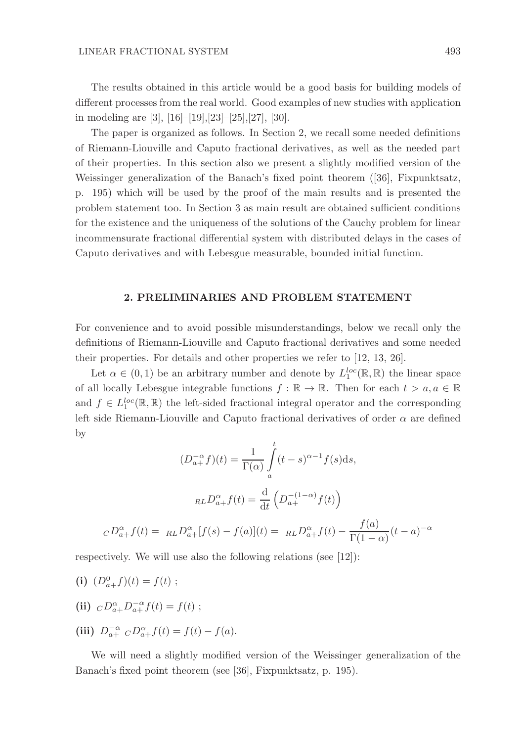The results obtained in this article would be a good basis for building models of different processes from the real world. Good examples of new studies with application in modeling are [3], [16]–[19],[23]–[25],[27], [30].

The paper is organized as follows. In Section 2, we recall some needed definitions of Riemann-Liouville and Caputo fractional derivatives, as well as the needed part of their properties. In this section also we present a slightly modified version of the Weissinger generalization of the Banach's fixed point theorem ([36], Fixpunktsatz, p. 195) which will be used by the proof of the main results and is presented the problem statement too. In Section 3 as main result are obtained sufficient conditions for the existence and the uniqueness of the solutions of the Cauchy problem for linear incommensurate fractional differential system with distributed delays in the cases of Caputo derivatives and with Lebesgue measurable, bounded initial function.

## 2. PRELIMINARIES AND PROBLEM STATEMENT

For convenience and to avoid possible misunderstandings, below we recall only the definitions of Riemann-Liouville and Caputo fractional derivatives and some needed their properties. For details and other properties we refer to [12, 13, 26].

Let $\alpha \in (0,1)$ be an arbitrary number and denote by $L_1^{loc}(\mathbb{R},\mathbb{R})$ the linear space of all locally Lebesgue integrable functions $f : \mathbb{R} \to \mathbb{R}$. Then for each $t > a, a \in \mathbb{R}$ and $f \in L_1^{loc}(\mathbb{R},\mathbb{R})$ the left-sided fractional integral operator and the corresponding left side Riemann-Liouville and Caputo fractional derivatives of order $\alpha$ are defined by

$$(D_{a+}^{-\alpha} f)(t) = \frac{1}{\Gamma(\alpha)} \int_a^t (t-s)^{\alpha-1} f(s) \mathrm{d}s,$$

$${}_{RL}D_{a+}^{\alpha} f(t) = \frac{\mathrm{d}}{\mathrm{d}t}\left(D_{a+}^{-(1-\alpha)} f(t)\right)$$

$${}_{C}D_{a+}^{\alpha} f(t) = {}_{RL}D_{a+}^{\alpha}[f(s) - f(a)](t) = {}_{RL}D_{a+}^{\alpha} f(t) - \frac{f(a)}{\Gamma(1-\alpha)}(t-a)^{-\alpha}$$

respectively. We will use also the following relations (see [12]):

**(i)** $(D_{a+}^{0} f)(t) = f(t)$ ;

**(ii)** ${}_{C}D_{a+}^{\alpha} D_{a+}^{-\alpha} f(t) = f(t)$ ;

**(iii)** $D_{a+}^{-\alpha}\ {}_{C}D_{a+}^{\alpha} f(t) = f(t) - f(a)$.

We will need a slightly modified version of the Weissinger generalization of the Banach's fixed point theorem (see [36], Fixpunktsatz, p. 195).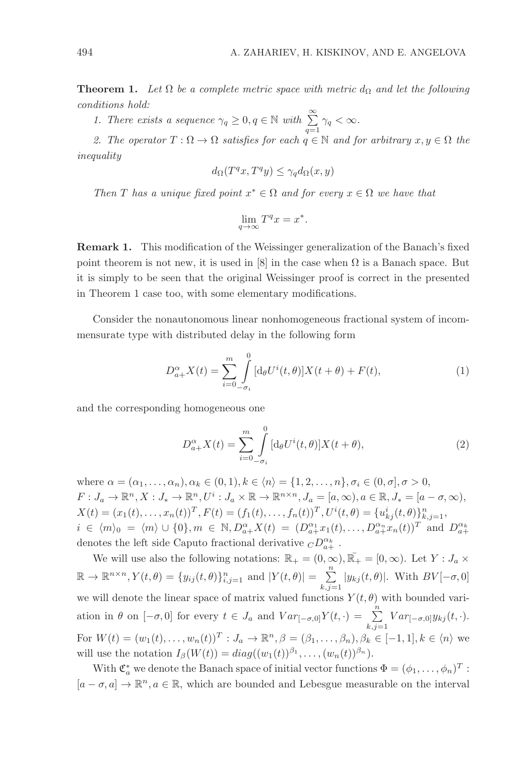**Theorem 1.** *Let $\Omega$ be a complete metric space with metric $d_\Omega$ and let the following conditions hold:*

*1. There exists a sequence $\gamma_q \geq 0, q \in \mathbb{N}$ with $\sum\limits_{q=1}^{\infty} \gamma_q < \infty$.*

*2. The operator $T : \Omega \to \Omega$ satisfies for each $q \in \mathbb{N}$ and for arbitrary $x, y \in \Omega$ the inequality*

$$d_\Omega(T^q x, T^q y) \leq \gamma_q d_\Omega(x, y)$$

*Then $T$ has a unique fixed point $x^* \in \Omega$ and for every $x \in \Omega$ we have that*

$$\lim_{q \to \infty} T^q x = x^*.$$

**Remark 1.** This modification of the Weissinger generalization of the Banach's fixed point theorem is not new, it is used in [8] in the case when $\Omega$ is a Banach space. But it is simply to be seen that the original Weissinger proof is correct in the presented in Theorem 1 case too, with some elementary modifications.

Consider the nonautonomous linear nonhomogeneous fractional system of incommensurate type with distributed delay in the following form

$$D^{\alpha}_{a+} X(t) = \sum_{i=0}^{m} \int_{-\sigma_i}^{0} [\mathrm{d}_\theta U^i(t, \theta)] X(t + \theta) + F(t), \tag{1}$$

and the corresponding homogeneous one

$$D^{\alpha}_{a+} X(t) = \sum_{i=0}^{m} \int_{-\sigma_i}^{0} [\mathrm{d}_\theta U^i(t, \theta)] X(t + \theta), \tag{2}$$

where $\alpha = (\alpha_1, \ldots, \alpha_n), \alpha_k \in (0, 1), k \in \langle n \rangle = \{1, 2, \ldots, n\}, \sigma_i \in (0, \sigma], \sigma > 0$, $F : J_a \to \mathbb{R}^n, X : J_* \to \mathbb{R}^n, U^i : J_a \times \mathbb{R} \to \mathbb{R}^{n \times n}, J_a = [a, \infty), a \in \mathbb{R}, J_* = [a - \sigma, \infty)$, $X(t) = (x_1(t), \ldots, x_n(t))^T, F(t) = (f_1(t), \ldots, f_n(t))^T, U^i(t, \theta) = \{u^i_{kj}(t, \theta)\}^n_{k,j=1}$, $i \in \langle m \rangle_0 = \langle m \rangle \cup \{0\}, m \in \mathbb{N}, D^{\alpha}_{a+} X(t) = (D^{\alpha_1}_{a+} x_1(t), \ldots, D^{\alpha_n}_{a+} x_n(t))^T$ and $D^{\alpha_k}_{a+}$ denotes the left side Caputo fractional derivative ${}_C D^{\alpha_k}_{a+}$ .

We will use also the following notations: $\mathbb{R}_+ = (0, \infty), \bar{\mathbb{R}_+} = [0, \infty)$. Let $Y : J_a \times \mathbb{R} \to \mathbb{R}^{n \times n}, Y(t, \theta) = \{y_{ij}(t, \theta)\}^n_{i,j=1}$ and $|Y(t, \theta)| = \sum\limits_{k,j=1}^{n} |y_{kj}(t, \theta)|$. With $BV[-\sigma, 0]$ we will denote the linear space of matrix valued functions $Y(t, \theta)$ with bounded variation in $\theta$ on $[-\sigma, 0]$ for every $t \in J_a$ and $Var_{[-\sigma,0]} Y(t, \cdot) = \sum\limits_{k,j=1}^{n} Var_{[-\sigma,0]} y_{kj}(t, \cdot)$. For $W(t) = (w_1(t), \ldots, w_n(t))^T : J_a \to \mathbb{R}^n, \beta = (\beta_1, \ldots, \beta_n), \beta_k \in [-1, 1], k \in \langle n \rangle$ we will use the notation $I_\beta(W(t)) = diag((w_1(t))^{\beta_1}, \ldots, (w_n(t))^{\beta_n})$.

With $\mathfrak{C}^*_a$ we denote the Banach space of initial vector functions $\Phi = (\phi_1, \ldots, \phi_n)^T : [a - \sigma, a] \to \mathbb{R}^n, a \in \mathbb{R}$, which are bounded and Lebesgue measurable on the interval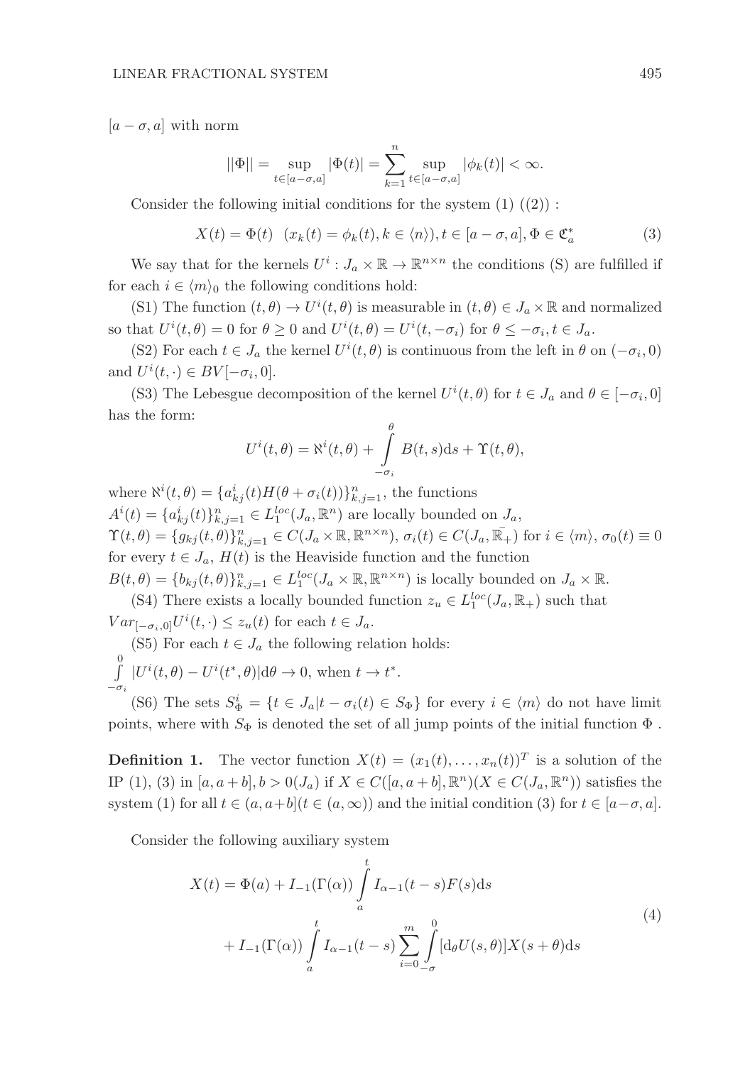$[a-\sigma, a]$ with norm

$$||\Phi|| = \sup_{t\in[a-\sigma,a]} |\Phi(t)| = \sum_{k=1}^{n} \sup_{t\in[a-\sigma,a]} |\phi_k(t)| < \infty.$$

Consider the following initial conditions for the system (1) ((2)) :

$$X(t) = \Phi(t) \quad (x_k(t) = \phi_k(t), k \in \langle n\rangle), t \in [a-\sigma, a], \Phi \in \mathfrak{C}^*_a \tag{3}$$

We say that for the kernels $U^i : J_a \times \mathbb{R} \to \mathbb{R}^{n\times n}$ the conditions (S) are fulfilled if for each $i \in \langle m\rangle_0$ the following conditions hold:

(S1) The function $(t, \theta) \to U^i(t, \theta)$ is measurable in $(t, \theta) \in J_a \times \mathbb{R}$ and normalized so that $U^i(t, \theta) = 0$ for $\theta \geq 0$ and $U^i(t, \theta) = U^i(t, -\sigma_i)$ for $\theta \leq -\sigma_i, t \in J_a$.

(S2) For each $t \in J_a$ the kernel $U^i(t, \theta)$ is continuous from the left in $\theta$ on $(-\sigma_i, 0)$ and $U^i(t, \cdot) \in BV[-\sigma_i, 0]$.

(S3) The Lebesgue decomposition of the kernel $U^i(t, \theta)$ for $t \in J_a$ and $\theta \in [-\sigma_i, 0]$ has the form:

$$U^i(t, \theta) = \aleph^i(t, \theta) + \int_{-\sigma_i}^{\theta} B(t, s)\mathrm{d}s + \Upsilon(t, \theta),$$

where $\aleph^i(t, \theta) = \{a^i_{kj}(t)H(\theta + \sigma_i(t))\}^n_{k,j=1}$, the functions
$A^i(t) = \{a^i_{kj}(t)\}^n_{k,j=1} \in L^{loc}_1(J_a, \mathbb{R}^n)$ are locally bounded on $J_a$,
$\Upsilon(t, \theta) = \{g_{kj}(t, \theta)\}^n_{k,j=1} \in C(J_a \times \mathbb{R}, \mathbb{R}^{n\times n})$, $\sigma_i(t) \in C(J_a, \bar{\mathbb{R}_+})$ for $i \in \langle m\rangle$, $\sigma_0(t) \equiv 0$ for every $t \in J_a$, $H(t)$ is the Heaviside function and the function
$B(t, \theta) = \{b_{kj}(t, \theta)\}^n_{k,j=1} \in L^{loc}_1(J_a \times \mathbb{R}, \mathbb{R}^{n\times n})$ is locally bounded on $J_a \times \mathbb{R}$.

(S4) There exists a locally bounded function $z_u \in L^{loc}_1(J_a, \mathbb{R}_+)$ such that $Var_{[-\sigma_i,0]}U^i(t, \cdot) \leq z_u(t)$ for each $t \in J_a$.

(S5) For each $t \in J_a$ the following relation holds:
$\int_{-\sigma_i}^{0} |U^i(t, \theta) - U^i(t^*, \theta)|\mathrm{d}\theta \to 0$, when $t \to t^*$.

(S6) The sets $S^i_\Phi = \{t \in J_a | t - \sigma_i(t) \in S_\Phi\}$ for every $i \in \langle m\rangle$ do not have limit points, where with $S_\Phi$ is denoted the set of all jump points of the initial function $\Phi$ .

**Definition 1.** The vector function $X(t) = (x_1(t), \dots, x_n(t))^T$ is a solution of the IP (1), (3) in $[a, a+b], b > 0(J_a)$ if $X \in C([a, a+b], \mathbb{R}^n)(X \in C(J_a, \mathbb{R}^n))$ satisfies the system (1) for all $t \in (a, a+b](t \in (a, \infty))$ and the initial condition (3) for $t \in [a-\sigma, a]$.

Consider the following auxiliary system

$$\begin{aligned} X(t) = \Phi(a) &+ I_{-1}(\Gamma(\alpha)) \int_a^t I_{\alpha-1}(t-s)F(s)\mathrm{d}s \\ &+ I_{-1}(\Gamma(\alpha)) \int_a^t I_{\alpha-1}(t-s) \sum_{i=0}^{m} \int_{-\sigma}^{0} [\mathrm{d}_\theta U(s, \theta)]X(s+\theta)\mathrm{d}s \end{aligned} \tag{4}$$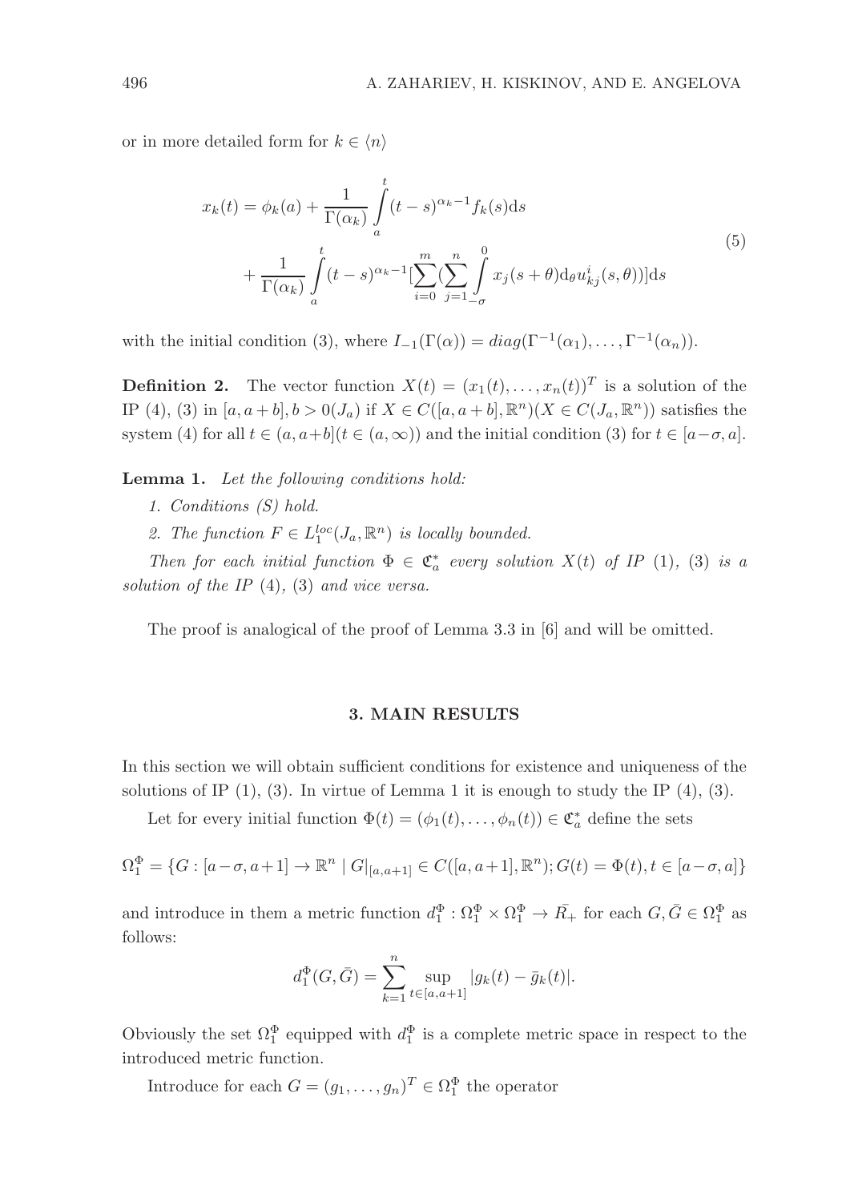or in more detailed form for $k \in \langle n \rangle$

$$x_k(t) = \phi_k(a) + \frac{1}{\Gamma(\alpha_k)} \int_a^t (t-s)^{\alpha_k - 1} f_k(s) \mathrm{d}s$$
$$+ \frac{1}{\Gamma(\alpha_k)} \int_a^t (t-s)^{\alpha_k - 1} [\sum_{i=0}^{m} (\sum_{j=1}^{n} \int_{-\sigma}^{0} x_j(s+\theta) \mathrm{d}_\theta u_{kj}^i(s,\theta))] \mathrm{d}s \tag{5}$$

with the initial condition (3), where $I_{-1}(\Gamma(\alpha)) = diag(\Gamma^{-1}(\alpha_1), \ldots, \Gamma^{-1}(\alpha_n))$.

**Definition 2.** The vector function $X(t) = (x_1(t), \ldots, x_n(t))^T$ is a solution of the IP (4), (3) in $[a, a+b], b > 0 (J_a)$ if $X \in C([a, a+b], \mathbb{R}^n) (X \in C(J_a, \mathbb{R}^n))$ satisfies the system (4) for all $t \in (a, a+b] (t \in (a, \infty))$ and the initial condition (3) for $t \in [a - \sigma, a]$.

**Lemma 1.** *Let the following conditions hold:*

*1. Conditions (S) hold.*

*2. The function $F \in L_1^{loc}(J_a, \mathbb{R}^n)$ is locally bounded.*

*Then for each initial function $\Phi \in \mathfrak{C}_a^*$ every solution $X(t)$ of IP (1), (3) is a solution of the IP (4), (3) and vice versa.*

The proof is analogical of the proof of Lemma 3.3 in [6] and will be omitted.

## 3. MAIN RESULTS

In this section we will obtain sufficient conditions for existence and uniqueness of the solutions of IP (1), (3). In virtue of Lemma 1 it is enough to study the IP (4), (3).

Let for every initial function $\Phi(t) = (\phi_1(t), \ldots, \phi_n(t)) \in \mathfrak{C}_a^*$ define the sets

$$\Omega_1^\Phi = \{G : [a-\sigma, a+1] \to \mathbb{R}^n \mid G|_{[a,a+1]} \in C([a, a+1], \mathbb{R}^n); G(t) = \Phi(t), t \in [a-\sigma, a]\}$$

and introduce in them a metric function $d_1^\Phi : \Omega_1^\Phi \times \Omega_1^\Phi \to \bar{R_+}$ for each $G, \bar{G} \in \Omega_1^\Phi$ as follows:

$$d_1^\Phi(G, \bar{G}) = \sum_{k=1}^{n} \sup_{t \in [a, a+1]} |g_k(t) - \bar{g}_k(t)|.$$

Obviously the set $\Omega_1^\Phi$ equipped with $d_1^\Phi$ is a complete metric space in respect to the introduced metric function.

Introduce for each $G = (g_1, \ldots, g_n)^T \in \Omega_1^\Phi$ the operator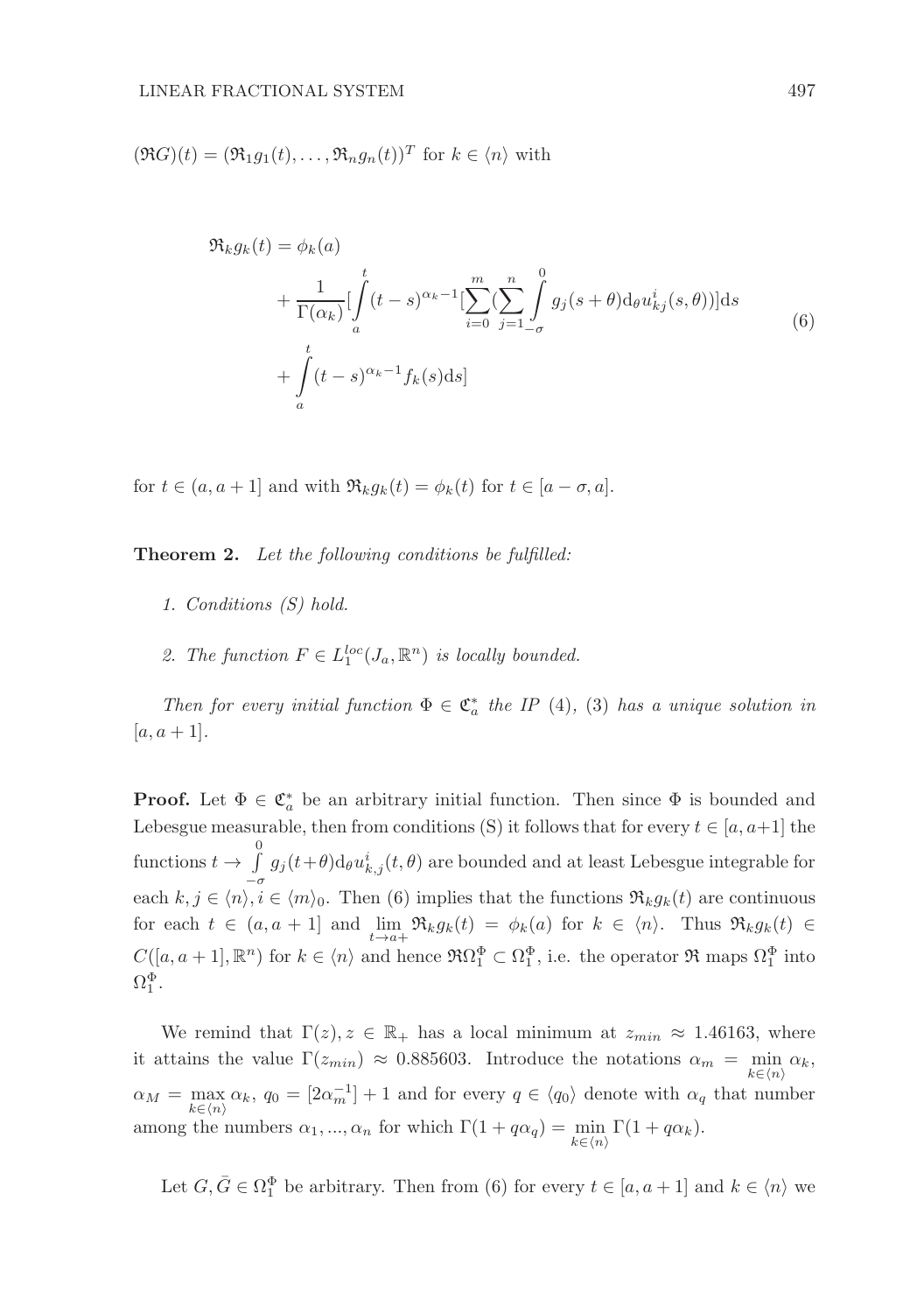$(\mathfrak{R}G)(t) = (\mathfrak{R}_1 g_1(t), \ldots, \mathfrak{R}_n g_n(t))^T$ for $k \in \langle n \rangle$ with

$$
\begin{aligned}
\mathfrak{R}_k g_k(t) &= \phi_k(a) \\
&+ \frac{1}{\Gamma(\alpha_k)}\Big[\int_a^t (t-s)^{\alpha_k - 1}\Big[\sum_{i=0}^{m}\Big(\sum_{j=1}^{n}\int_{-\sigma}^{0} g_j(s+\theta)\mathrm{d}_\theta u_{kj}^i(s,\theta)\Big)\Big]\mathrm{d}s \\
&+ \int_a^t (t-s)^{\alpha_k - 1} f_k(s)\mathrm{d}s\Big]
\end{aligned}
\tag{6}
$$

for $t \in (a, a+1]$ and with $\mathfrak{R}_k g_k(t) = \phi_k(t)$ for $t \in [a-\sigma, a]$.

**Theorem 2.** *Let the following conditions be fulfilled:*

1. *Conditions (S) hold.*
2. *The function $F \in L_1^{loc}(J_a, \mathbb{R}^n)$ is locally bounded.*

*Then for every initial function $\Phi \in \mathfrak{C}_a^*$ the IP (4), (3) has a unique solution in $[a, a+1]$.*

**Proof.** Let $\Phi \in \mathfrak{C}_a^*$ be an arbitrary initial function. Then since $\Phi$ is bounded and Lebesgue measurable, then from conditions (S) it follows that for every $t \in [a, a+1]$ the functions $t \to \int_{-\sigma}^{0} g_j(t+\theta)\mathrm{d}_\theta u_{k,j}^i(t,\theta)$ are bounded and at least Lebesgue integrable for each $k, j \in \langle n \rangle, i \in \langle m \rangle_0$. Then (6) implies that the functions $\mathfrak{R}_k g_k(t)$ are continuous for each $t \in (a, a+1]$ and $\lim_{t \to a+} \mathfrak{R}_k g_k(t) = \phi_k(a)$ for $k \in \langle n \rangle$. Thus $\mathfrak{R}_k g_k(t) \in C([a, a+1], \mathbb{R}^n)$ for $k \in \langle n \rangle$ and hence $\mathfrak{R}\Omega_1^\Phi \subset \Omega_1^\Phi$, i.e. the operator $\mathfrak{R}$ maps $\Omega_1^\Phi$ into $\Omega_1^\Phi$.

We remind that $\Gamma(z), z \in \mathbb{R}_+$ has a local minimum at $z_{min} \approx 1.46163$, where it attains the value $\Gamma(z_{min}) \approx 0.885603$. Introduce the notations $\alpha_m = \min_{k \in \langle n \rangle} \alpha_k$, $\alpha_M = \max_{k \in \langle n \rangle} \alpha_k$, $q_0 = [2\alpha_m^{-1}] + 1$ and for every $q \in \langle q_0 \rangle$ denote with $\alpha_q$ that number among the numbers $\alpha_1, ..., \alpha_n$ for which $\Gamma(1 + q\alpha_q) = \min_{k \in \langle n \rangle} \Gamma(1 + q\alpha_k)$.

Let $G, \bar{G} \in \Omega_1^\Phi$ be arbitrary. Then from (6) for every $t \in [a, a+1]$ and $k \in \langle n \rangle$ we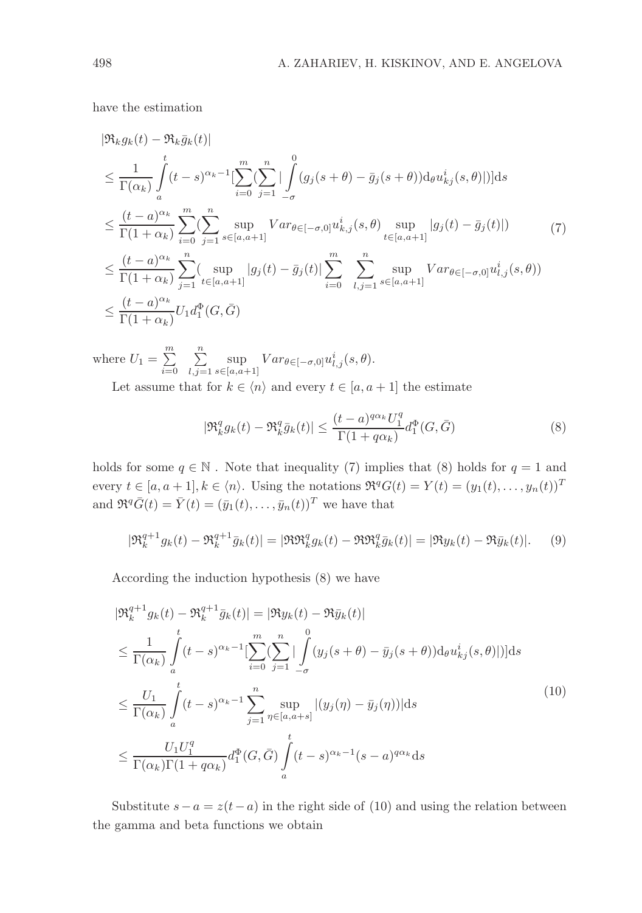have the estimation

$$
\begin{aligned}
&|\mathfrak{R}_k g_k(t) - \mathfrak{R}_k \bar{g}_k(t)| \\
&\leq \frac{1}{\Gamma(\alpha_k)} \int_a^t (t-s)^{\alpha_k - 1} [\sum_{i=0}^{m} (\sum_{j=1}^{n} | \int_{-\sigma}^{0} (g_j(s+\theta) - \bar{g}_j(s+\theta)) \mathrm{d}_\theta u_{kj}^i(s,\theta)|)] \mathrm{d}s \\
&\leq \frac{(t-a)^{\alpha_k}}{\Gamma(1+\alpha_k)} \sum_{i=0}^{m} (\sum_{j=1}^{n} \sup_{s\in[a,a+1]} Var_{\theta\in[-\sigma,0]} u_{k,j}^i(s,\theta) \sup_{t\in[a,a+1]} |g_j(t) - \bar{g}_j(t)|) \\
&\leq \frac{(t-a)^{\alpha_k}}{\Gamma(1+\alpha_k)} \sum_{j=1}^{n} (\sup_{t\in[a,a+1]} |g_j(t) - \bar{g}_j(t)| \sum_{i=0}^{m} \sum_{l,j=1}^{n} \sup_{s\in[a,a+1]} Var_{\theta\in[-\sigma,0]} u_{l,j}^i(s,\theta)) \\
&\leq \frac{(t-a)^{\alpha_k}}{\Gamma(1+\alpha_k)} U_1 d_1^\Phi(G,\bar{G})
\end{aligned}
\tag{7}
$$

where $U_1 = \sum_{i=0}^{m} \sum_{l,j=1}^{n} \sup_{s\in[a,a+1]} Var_{\theta\in[-\sigma,0]} u_{l,j}^i(s,\theta)$.

Let assume that for $k \in \langle n \rangle$ and every $t \in [a, a+1]$ the estimate

$$
|\mathfrak{R}_k^q g_k(t) - \mathfrak{R}_k^q \bar{g}_k(t)| \leq \frac{(t-a)^{q\alpha_k} U_1^q}{\Gamma(1+q\alpha_k)} d_1^\Phi(G,\bar{G}) \tag{8}
$$

holds for some $q \in \mathbb{N}$ . Note that inequality (7) implies that (8) holds for $q = 1$ and every $t \in [a, a+1], k \in \langle n \rangle$. Using the notations $\mathfrak{R}^q G(t) = Y(t) = (y_1(t), \ldots, y_n(t))^T$ and $\mathfrak{R}^q \bar{G}(t) = \bar{Y}(t) = (\bar{y}_1(t), \ldots, \bar{y}_n(t))^T$ we have that

$$
|\mathfrak{R}_k^{q+1} g_k(t) - \mathfrak{R}_k^{q+1} \bar{g}_k(t)| = |\mathfrak{R}\mathfrak{R}_k^q g_k(t) - \mathfrak{R}\mathfrak{R}_k^q \bar{g}_k(t)| = |\mathfrak{R} y_k(t) - \mathfrak{R} \bar{y}_k(t)|. \tag{9}
$$

According the induction hypothesis (8) we have

$$
\begin{aligned}
&|\mathfrak{R}_k^{q+1} g_k(t) - \mathfrak{R}_k^{q+1} \bar{g}_k(t)| = |\mathfrak{R} y_k(t) - \mathfrak{R} \bar{y}_k(t)| \\
&\leq \frac{1}{\Gamma(\alpha_k)} \int_a^t (t-s)^{\alpha_k - 1} [\sum_{i=0}^{m} (\sum_{j=1}^{n} | \int_{-\sigma}^{0} (y_j(s+\theta) - \bar{y}_j(s+\theta)) \mathrm{d}_\theta u_{kj}^i(s,\theta)|)] \mathrm{d}s \\
&\leq \frac{U_1}{\Gamma(\alpha_k)} \int_a^t (t-s)^{\alpha_k - 1} \sum_{j=1}^{n} \sup_{\eta\in[a,a+s]} |(y_j(\eta) - \bar{y}_j(\eta))| \mathrm{d}s \\
&\leq \frac{U_1 U_1^q}{\Gamma(\alpha_k)\Gamma(1+q\alpha_k)} d_1^\Phi(G,\bar{G}) \int_a^t (t-s)^{\alpha_k - 1} (s-a)^{q\alpha_k} \mathrm{d}s
\end{aligned}
\tag{10}
$$

Substitute $s - a = z(t - a)$ in the right side of (10) and using the relation between the gamma and beta functions we obtain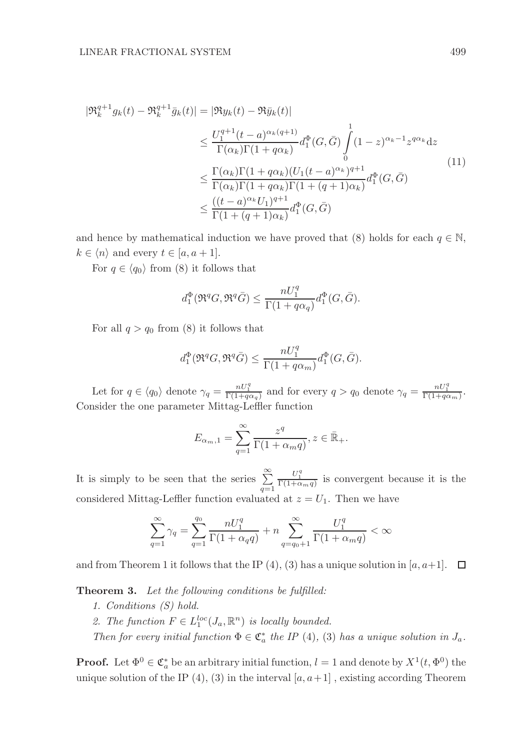$$
\begin{aligned}
|\mathfrak{R}_k^{q+1} g_k(t) - \mathfrak{R}_k^{q+1} \bar{g}_k(t)| &= |\mathfrak{R} y_k(t) - \mathfrak{R} \bar{y}_k(t)| \\
&\leq \frac{U_1^{q+1}(t-a)^{\alpha_k(q+1)}}{\Gamma(\alpha_k)\Gamma(1+q\alpha_k)} d_1^{\Phi}(G,\bar{G}) \int\limits_0^1 (1-z)^{\alpha_k - 1} z^{q\alpha_k} \mathrm{d}z \\
&\leq \frac{\Gamma(\alpha_k)\Gamma(1+q\alpha_k)(U_1(t-a)^{\alpha_k})^{q+1}}{\Gamma(\alpha_k)\Gamma(1+q\alpha_k)\Gamma(1+(q+1)\alpha_k)} d_1^{\Phi}(G,\bar{G}) \\
&\leq \frac{((t-a)^{\alpha_k} U_1)^{q+1}}{\Gamma(1+(q+1)\alpha_k)} d_1^{\Phi}(G,\bar{G})
\end{aligned}
\tag{11}
$$

and hence by mathematical induction we have proved that (8) holds for each $q \in \mathbb{N}$, $k \in \langle n \rangle$ and every $t \in [a, a+1]$.

For $q \in \langle q_0 \rangle$ from (8) it follows that

$$
d_1^{\Phi}(\mathfrak{R}^q G, \mathfrak{R}^q \bar{G}) \leq \frac{n U_1^q}{\Gamma(1+q\alpha_q)} d_1^{\Phi}(G,\bar{G}).
$$

For all $q > q_0$ from (8) it follows that

$$
d_1^{\Phi}(\mathfrak{R}^q G, \mathfrak{R}^q \bar{G}) \leq \frac{n U_1^q}{\Gamma(1+q\alpha_m)} d_1^{\Phi}(G,\bar{G}).
$$

Let for $q \in \langle q_0 \rangle$ denote $\gamma_q = \frac{nU_1^q}{\Gamma(1+q\alpha_q)}$ and for every $q > q_0$ denote $\gamma_q = \frac{nU_1^q}{\Gamma(1+q\alpha_m)}$. Consider the one parameter Mittag-Leffler function

$$
E_{\alpha_m,1} = \sum_{q=1}^{\infty} \frac{z^q}{\Gamma(1+\alpha_m q)}, z \in \bar{\mathbb{R}}_+.
$$

It is simply to be seen that the series $\sum\limits_{q=1}^{\infty} \frac{U_1^q}{\Gamma(1+\alpha_m q)}$ is convergent because it is the considered Mittag-Leffler function evaluated at $z = U_1$. Then we have

$$
\sum_{q=1}^{\infty} \gamma_q = \sum_{q=1}^{q_0} \frac{nU_1^q}{\Gamma(1+\alpha_q q)} + n \sum_{q=q_0+1}^{\infty} \frac{U_1^q}{\Gamma(1+\alpha_m q)} < \infty
$$

and from Theorem 1 it follows that the IP (4), (3) has a unique solution in $[a, a+1]$. $\square$

**Theorem 3.** *Let the following conditions be fulfilled:*

*1. Conditions (S) hold.*

*2. The function $F \in L_1^{loc}(J_a, \mathbb{R}^n)$ is locally bounded.*

*Then for every initial function $\Phi \in \mathfrak{C}_a^*$ the IP (4), (3) has a unique solution in $J_a$.*

**Proof.** Let $\Phi^0 \in \mathfrak{C}_a^*$ be an arbitrary initial function, $l = 1$ and denote by $X^1(t, \Phi^0)$ the unique solution of the IP (4), (3) in the interval $[a, a+1]$ , existing according Theorem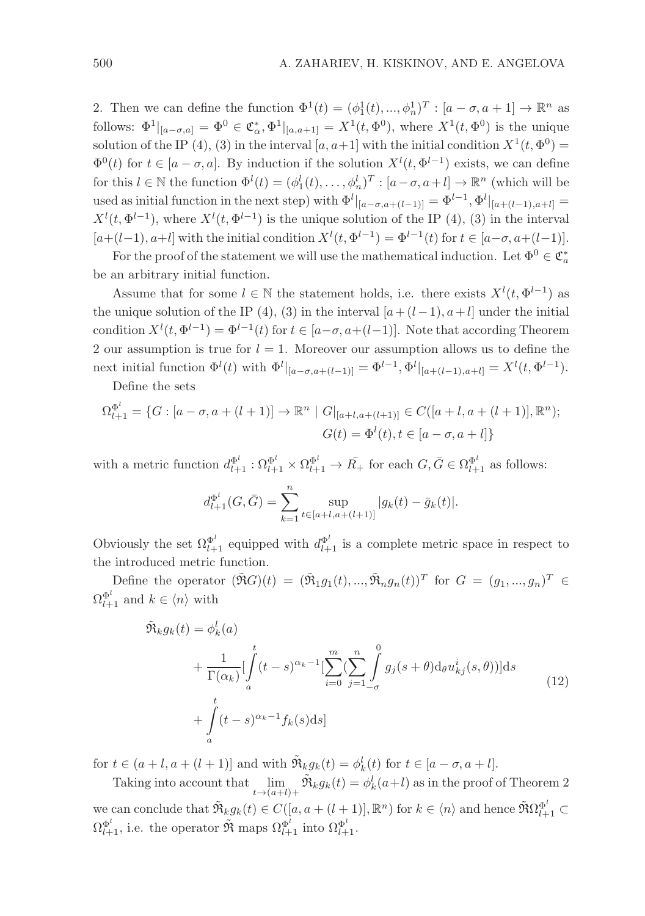2. Then we can define the function $\Phi^1(t) = (\phi_1^1(t), ..., \phi_n^1)^T : [a-\sigma, a+1] \to \mathbb{R}^n$ as follows: $\Phi^1|_{[a-\sigma,a]} = \Phi^0 \in \mathfrak{C}_\alpha^*$, $\Phi^1|_{[a,a+1]} = X^1(t,\Phi^0)$, where $X^1(t,\Phi^0)$ is the unique solution of the IP (4), (3) in the interval $[a, a+1]$ with the initial condition $X^1(t,\Phi^0) = \Phi^0(t)$ for $t \in [a-\sigma, a]$. By induction if the solution $X^l(t,\Phi^{l-1})$ exists, we can define for this $l \in \mathbb{N}$ the function $\Phi^l(t) = (\phi_1^l(t), \dots, \phi_n^l)^T : [a-\sigma, a+l] \to \mathbb{R}^n$ (which will be used as initial function in the next step) with $\Phi^l|_{[a-\sigma,a+(l-1)]} = \Phi^{l-1}$, $\Phi^l|_{[a+(l-1),a+l]} = X^l(t,\Phi^{l-1})$, where $X^l(t,\Phi^{l-1})$ is the unique solution of the IP (4), (3) in the interval $[a+(l-1), a+l]$ with the initial condition $X^l(t,\Phi^{l-1}) = \Phi^{l-1}(t)$ for $t \in [a-\sigma, a+(l-1)]$.

For the proof of the statement we will use the mathematical induction. Let $\Phi^0 \in \mathfrak{C}_a^*$ be an arbitrary initial function.

Assume that for some $l \in \mathbb{N}$ the statement holds, i.e. there exists $X^l(t,\Phi^{l-1})$ as the unique solution of the IP (4), (3) in the interval $[a+(l-1), a+l]$ under the initial condition $X^l(t,\Phi^{l-1}) = \Phi^{l-1}(t)$ for $t \in [a-\sigma, a+(l-1)]$. Note that according Theorem 2 our assumption is true for $l = 1$. Moreover our assumption allows us to define the next initial function $\Phi^l(t)$ with $\Phi^l|_{[a-\sigma,a+(l-1)]} = \Phi^{l-1}$, $\Phi^l|_{[a+(l-1),a+l]} = X^l(t,\Phi^{l-1})$.

Define the sets

$$\Omega_{l+1}^{\Phi^l} = \{G : [a-\sigma, a+(l+1)] \to \mathbb{R}^n \mid G|_{[a+l,a+(l+1)]} \in C([a+l, a+(l+1)], \mathbb{R}^n); \\ G(t) = \Phi^l(t), t \in [a-\sigma, a+l]\}$$

with a metric function $d_{l+1}^{\Phi^l} : \Omega_{l+1}^{\Phi^l} \times \Omega_{l+1}^{\Phi^l} \to \bar{R_+}$ for each $G, \bar{G} \in \Omega_{l+1}^{\Phi^l}$ as follows:

$$d_{l+1}^{\Phi^l}(G,\bar{G}) = \sum_{k=1}^{n} \sup_{t\in[a+l,a+(l+1)]} |g_k(t) - \bar{g}_k(t)|.$$

Obviously the set $\Omega_{l+1}^{\Phi^l}$ equipped with $d_{l+1}^{\Phi^l}$ is a complete metric space in respect to the introduced metric function.

Define the operator $(\tilde{\mathfrak{R}}G)(t) = (\tilde{\mathfrak{R}}_1 g_1(t), ..., \tilde{\mathfrak{R}}_n g_n(t))^T$ for $G = (g_1, ..., g_n)^T \in \Omega_{l+1}^{\Phi^l}$ and $k \in \langle n \rangle$ with

$$\begin{aligned} \tilde{\mathfrak{R}}_k g_k(t) &= \phi_k^l(a) \\ &+ \frac{1}{\Gamma(\alpha_k)}\Big[\int_a^t (t-s)^{\alpha_k - 1}\Big[\sum_{i=0}^{m}\Big(\sum_{j=1}^{n}\int_{-\sigma}^{0} g_j(s+\theta)\mathrm{d}_\theta u_{kj}^i(s,\theta)\Big)\Big]\mathrm{d}s \\ &+ \int_a^t (t-s)^{\alpha_k - 1} f_k(s)\mathrm{d}s\Big] \end{aligned} \tag{12}$$

for $t \in (a+l, a+(l+1)]$ and with $\tilde{\mathfrak{R}}_k g_k(t) = \phi_k^l(t)$ for $t \in [a-\sigma, a+l]$.

Taking into account that $\lim_{t\to(a+l)+} \tilde{\mathfrak{R}}_k g_k(t) = \phi_k^l(a+l)$ as in the proof of Theorem 2 we can conclude that $\tilde{\mathfrak{R}}_k g_k(t) \in C([a, a+(l+1)], \mathbb{R}^n)$ for $k \in \langle n \rangle$ and hence $\tilde{\mathfrak{R}}\Omega_{l+1}^{\Phi^l} \subset \Omega_{l+1}^{\Phi^l}$, i.e. the operator $\tilde{\mathfrak{R}}$ maps $\Omega_{l+1}^{\Phi^l}$ into $\Omega_{l+1}^{\Phi^l}$.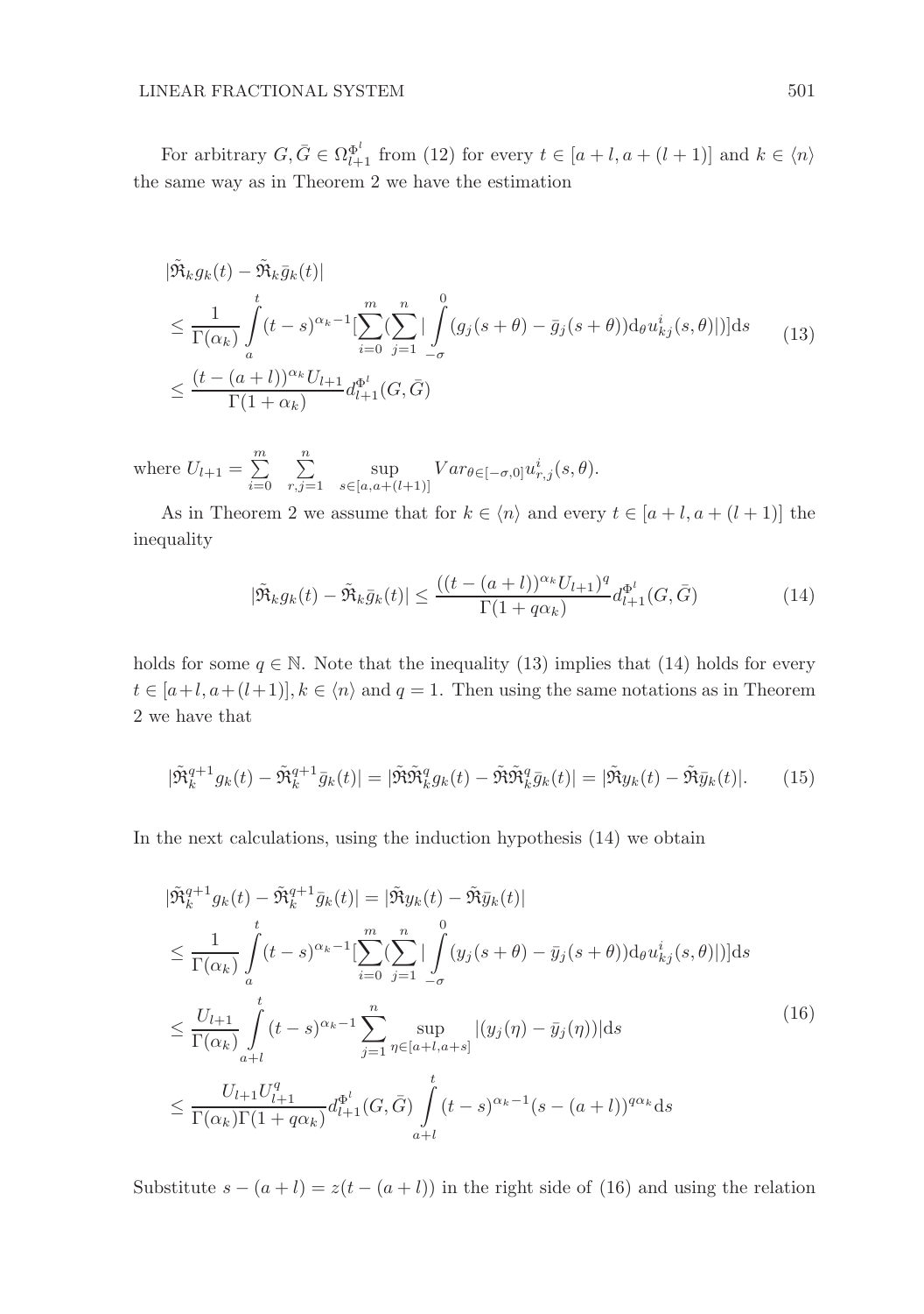For arbitrary $G, \bar{G} \in \Omega_{l+1}^{\Phi^l}$ from (12) for every $t \in [a+l, a+(l+1)]$ and $k \in \langle n \rangle$ the same way as in Theorem 2 we have the estimation

$$
\begin{aligned}
&|\tilde{\mathfrak{R}}_k g_k(t) - \tilde{\mathfrak{R}}_k \bar{g}_k(t)| \\
&\leq \frac{1}{\Gamma(\alpha_k)} \int_a^t (t-s)^{\alpha_k - 1} [\sum_{i=0}^{m} (\sum_{j=1}^{n} |\int_{-\sigma}^{0} (g_j(s+\theta) - \bar{g}_j(s+\theta)) \mathrm{d}_\theta u_{kj}^i(s,\theta)|)] \mathrm{d}s \\
&\leq \frac{(t-(a+l))^{\alpha_k} U_{l+1}}{\Gamma(1+\alpha_k)} d_{l+1}^{\Phi^l}(G, \bar{G})
\end{aligned}
\tag{13}
$$

where $U_{l+1} = \sum\limits_{i=0}^{m} \sum\limits_{r,j=1}^{n} \sup\limits_{s \in [a, a+(l+1)]} Var_{\theta \in [-\sigma, 0]} u_{r,j}^i(s,\theta)$.

As in Theorem 2 we assume that for $k \in \langle n \rangle$ and every $t \in [a+l, a+(l+1)]$ the inequality

$$
|\tilde{\mathfrak{R}}_k g_k(t) - \tilde{\mathfrak{R}}_k \bar{g}_k(t)| \leq \frac{((t-(a+l))^{\alpha_k} U_{l+1})^q}{\Gamma(1+q\alpha_k)} d_{l+1}^{\Phi^l}(G, \bar{G}) \tag{14}
$$

holds for some $q \in \mathbb{N}$. Note that the inequality (13) implies that (14) holds for every $t \in [a+l, a+(l+1)]$, $k \in \langle n \rangle$ and $q = 1$. Then using the same notations as in Theorem 2 we have that

$$
|\tilde{\mathfrak{R}}_k^{q+1} g_k(t) - \tilde{\mathfrak{R}}_k^{q+1} \bar{g}_k(t)| = |\tilde{\mathfrak{R}} \tilde{\mathfrak{R}}_k^q g_k(t) - \tilde{\mathfrak{R}} \tilde{\mathfrak{R}}_k^q \bar{g}_k(t)| = |\tilde{\mathfrak{R}} y_k(t) - \tilde{\mathfrak{R}} \bar{y}_k(t)|. \tag{15}
$$

In the next calculations, using the induction hypothesis (14) we obtain

$$
\begin{aligned}
&|\tilde{\mathfrak{R}}_k^{q+1} g_k(t) - \tilde{\mathfrak{R}}_k^{q+1} \bar{g}_k(t)| = |\tilde{\mathfrak{R}} y_k(t) - \tilde{\mathfrak{R}} \bar{y}_k(t)| \\
&\leq \frac{1}{\Gamma(\alpha_k)} \int_a^t (t-s)^{\alpha_k - 1} [\sum_{i=0}^{m} (\sum_{j=1}^{n} |\int_{-\sigma}^{0} (y_j(s+\theta) - \bar{y}_j(s+\theta)) \mathrm{d}_\theta u_{kj}^i(s,\theta)|)] \mathrm{d}s \\
&\leq \frac{U_{l+1}}{\Gamma(\alpha_k)} \int_{a+l}^{t} (t-s)^{\alpha_k - 1} \sum_{j=1}^{n} \sup_{\eta \in [a+l, a+s]} |(y_j(\eta) - \bar{y}_j(\eta))| \mathrm{d}s \\
&\leq \frac{U_{l+1} U_{l+1}^q}{\Gamma(\alpha_k) \Gamma(1+q\alpha_k)} d_{l+1}^{\Phi^l}(G, \bar{G}) \int_{a+l}^{t} (t-s)^{\alpha_k - 1} (s-(a+l))^{q\alpha_k} \mathrm{d}s
\end{aligned}
\tag{16}
$$

Substitute $s - (a+l) = z(t-(a+l))$ in the right side of (16) and using the relation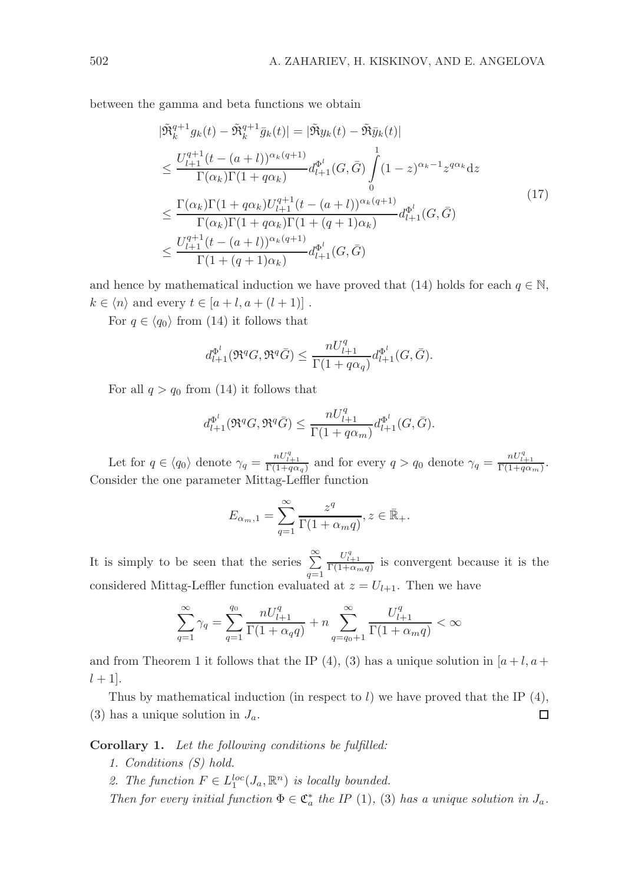between the gamma and beta functions we obtain

$$
\begin{aligned}
|\tilde{\mathfrak{R}}_k^{q+1} g_k(t) - \tilde{\mathfrak{R}}_k^{q+1} \bar{g}_k(t)| &= |\tilde{\mathfrak{R}} y_k(t) - \tilde{\mathfrak{R}} \bar{y}_k(t)| \\
&\leq \frac{U_{l+1}^{q+1} (t-(a+l))^{\alpha_k (q+1)}}{\Gamma(\alpha_k)\Gamma(1+q\alpha_k)} d_{l+1}^{\Phi^l}(G, \bar{G}) \int_0^1 (1-z)^{\alpha_k - 1} z^{q\alpha_k} \mathrm{d}z \\
&\leq \frac{\Gamma(\alpha_k)\Gamma(1+q\alpha_k) U_{l+1}^{q+1} (t-(a+l))^{\alpha_k(q+1)}}{\Gamma(\alpha_k)\Gamma(1+q\alpha_k)\Gamma(1+(q+1)\alpha_k)} d_{l+1}^{\Phi^l}(G, \bar{G}) \\
&\leq \frac{U_{l+1}^{q+1}(t-(a+l))^{\alpha_k(q+1)}}{\Gamma(1+(q+1)\alpha_k)} d_{l+1}^{\Phi^l}(G, \bar{G})
\end{aligned} \tag{17}
$$

and hence by mathematical induction we have proved that (14) holds for each $q \in \mathbb{N}$, $k \in \langle n \rangle$ and every $t \in [a+l, a+(l+1)]$ .

For $q \in \langle q_0 \rangle$ from (14) it follows that

$$
d_{l+1}^{\Phi^l}(\mathfrak{R}^q G, \mathfrak{R}^q \bar{G}) \leq \frac{n U_{l+1}^q}{\Gamma(1+q\alpha_q)} d_{l+1}^{\Phi^l}(G, \bar{G}).
$$

For all $q > q_0$ from (14) it follows that

$$
d_{l+1}^{\Phi^l}(\mathfrak{R}^q G, \mathfrak{R}^q \bar{G}) \leq \frac{n U_{l+1}^q}{\Gamma(1+q\alpha_m)} d_{l+1}^{\Phi^l}(G, \bar{G}).
$$

Let for $q \in \langle q_0 \rangle$ denote $\gamma_q = \frac{nU_{l+1}^q}{\Gamma(1+q\alpha_q)}$ and for every $q > q_0$ denote $\gamma_q = \frac{nU_{l+1}^q}{\Gamma(1+q\alpha_m)}$. Consider the one parameter Mittag-Leffler function

$$
E_{\alpha_m,1} = \sum_{q=1}^{\infty} \frac{z^q}{\Gamma(1+\alpha_m q)}, z \in \bar{\mathbb{R}}_+.
$$

It is simply to be seen that the series $\sum_{q=1}^{\infty} \frac{U_{l+1}^q}{\Gamma(1+\alpha_m q)}$ is convergent because it is the considered Mittag-Leffler function evaluated at $z = U_{l+1}$. Then we have

$$
\sum_{q=1}^{\infty} \gamma_q = \sum_{q=1}^{q_0} \frac{nU_{l+1}^q}{\Gamma(1+\alpha_q q)} + n \sum_{q=q_0+1}^{\infty} \frac{U_{l+1}^q}{\Gamma(1+\alpha_m q)} < \infty
$$

and from Theorem 1 it follows that the IP (4), (3) has a unique solution in $[a+l, a+l+1]$.

Thus by mathematical induction (in respect to $l$) we have proved that the IP (4), (3) has a unique solution in $J_a$. □

**Corollary 1.** *Let the following conditions be fulfilled:*

*1. Conditions (S) hold.*

*2. The function $F \in L_1^{loc}(J_a, \mathbb{R}^n)$ is locally bounded.*

*Then for every initial function $\Phi \in \mathfrak{C}_a^*$ the IP (1), (3) has a unique solution in $J_a$.*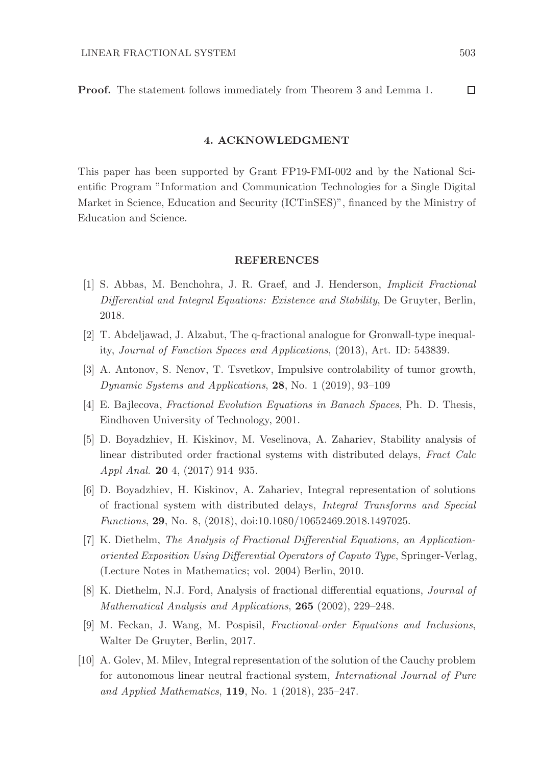**Proof.** The statement follows immediately from Theorem 3 and Lemma 1. □

## 4. ACKNOWLEDGMENT

This paper has been supported by Grant FP19-FMI-002 and by the National Scientific Program "Information and Communication Technologies for a Single Digital Market in Science, Education and Security (ICTinSES)", financed by the Ministry of Education and Science.

## REFERENCES

[1] S. Abbas, M. Benchohra, J. R. Graef, and J. Henderson, *Implicit Fractional Differential and Integral Equations: Existence and Stability*, De Gruyter, Berlin, 2018.

[2] T. Abdeljawad, J. Alzabut, The q-fractional analogue for Gronwall-type inequality, *Journal of Function Spaces and Applications*, (2013), Art. ID: 543839.

[3] A. Antonov, S. Nenov, T. Tsvetkov, Impulsive controlability of tumor growth, *Dynamic Systems and Applications*, **28**, No. 1 (2019), 93–109

[4] E. Bajlecova, *Fractional Evolution Equations in Banach Spaces*, Ph. D. Thesis, Eindhoven University of Technology, 2001.

[5] D. Boyadzhiev, H. Kiskinov, M. Veselinova, A. Zahariev, Stability analysis of linear distributed order fractional systems with distributed delays, *Fract Calc Appl Anal.* **20** 4, (2017) 914–935.

[6] D. Boyadzhiev, H. Kiskinov, A. Zahariev, Integral representation of solutions of fractional system with distributed delays, *Integral Transforms and Special Functions*, **29**, No. 8, (2018), doi:10.1080/10652469.2018.1497025.

[7] K. Diethelm, *The Analysis of Fractional Differential Equations, an Application-oriented Exposition Using Differential Operators of Caputo Type*, Springer-Verlag, (Lecture Notes in Mathematics; vol. 2004) Berlin, 2010.

[8] K. Diethelm, N.J. Ford, Analysis of fractional differential equations, *Journal of Mathematical Analysis and Applications*, **265** (2002), 229–248.

[9] M. Feckan, J. Wang, M. Pospisil, *Fractional-order Equations and Inclusions*, Walter De Gruyter, Berlin, 2017.

[10] A. Golev, M. Milev, Integral representation of the solution of the Cauchy problem for autonomous linear neutral fractional system, *International Journal of Pure and Applied Mathematics*, **119**, No. 1 (2018), 235–247.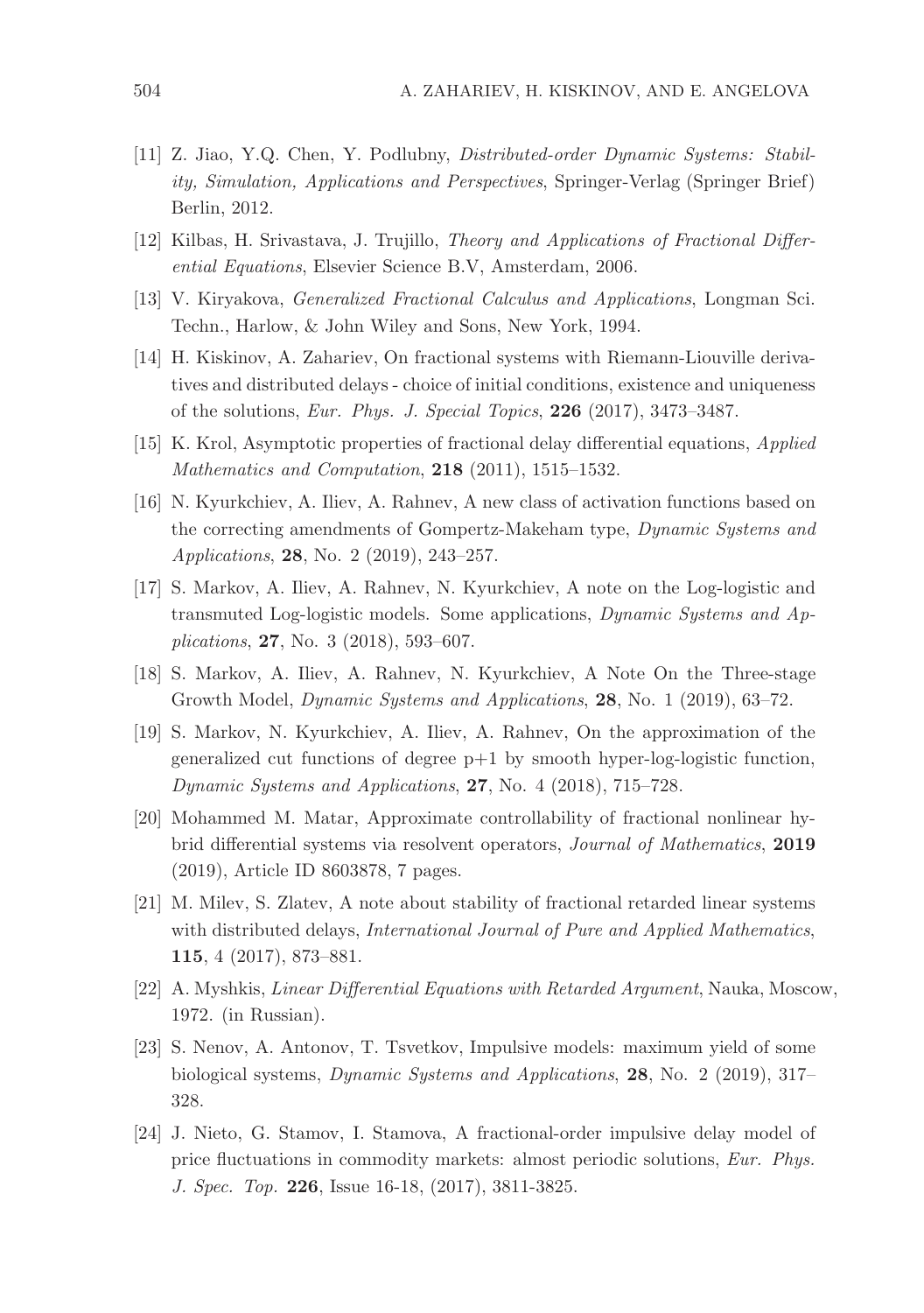[11] Z. Jiao, Y.Q. Chen, Y. Podlubny, *Distributed-order Dynamic Systems: Stability, Simulation, Applications and Perspectives*, Springer-Verlag (Springer Brief) Berlin, 2012.

[12] Kilbas, H. Srivastava, J. Trujillo, *Theory and Applications of Fractional Differential Equations*, Elsevier Science B.V, Amsterdam, 2006.

[13] V. Kiryakova, *Generalized Fractional Calculus and Applications*, Longman Sci. Techn., Harlow, & John Wiley and Sons, New York, 1994.

[14] H. Kiskinov, A. Zahariev, On fractional systems with Riemann-Liouville derivatives and distributed delays - choice of initial conditions, existence and uniqueness of the solutions, *Eur. Phys. J. Special Topics*, **226** (2017), 3473–3487.

[15] K. Krol, Asymptotic properties of fractional delay differential equations, *Applied Mathematics and Computation*, **218** (2011), 1515–1532.

[16] N. Kyurkchiev, A. Iliev, A. Rahnev, A new class of activation functions based on the correcting amendments of Gompertz-Makeham type, *Dynamic Systems and Applications*, **28**, No. 2 (2019), 243–257.

[17] S. Markov, A. Iliev, A. Rahnev, N. Kyurkchiev, A note on the Log-logistic and transmuted Log-logistic models. Some applications, *Dynamic Systems and Applications*, **27**, No. 3 (2018), 593–607.

[18] S. Markov, A. Iliev, A. Rahnev, N. Kyurkchiev, A Note On the Three-stage Growth Model, *Dynamic Systems and Applications*, **28**, No. 1 (2019), 63–72.

[19] S. Markov, N. Kyurkchiev, A. Iliev, A. Rahnev, On the approximation of the generalized cut functions of degree p+1 by smooth hyper-log-logistic function, *Dynamic Systems and Applications*, **27**, No. 4 (2018), 715–728.

[20] Mohammed M. Matar, Approximate controllability of fractional nonlinear hybrid differential systems via resolvent operators, *Journal of Mathematics*, **2019** (2019), Article ID 8603878, 7 pages.

[21] M. Milev, S. Zlatev, A note about stability of fractional retarded linear systems with distributed delays, *International Journal of Pure and Applied Mathematics*, **115**, 4 (2017), 873–881.

[22] A. Myshkis, *Linear Differential Equations with Retarded Argument*, Nauka, Moscow, 1972. (in Russian).

[23] S. Nenov, A. Antonov, T. Tsvetkov, Impulsive models: maximum yield of some biological systems, *Dynamic Systems and Applications*, **28**, No. 2 (2019), 317–328.

[24] J. Nieto, G. Stamov, I. Stamova, A fractional-order impulsive delay model of price fluctuations in commodity markets: almost periodic solutions, *Eur. Phys. J. Spec. Top.* **226**, Issue 16-18, (2017), 3811-3825.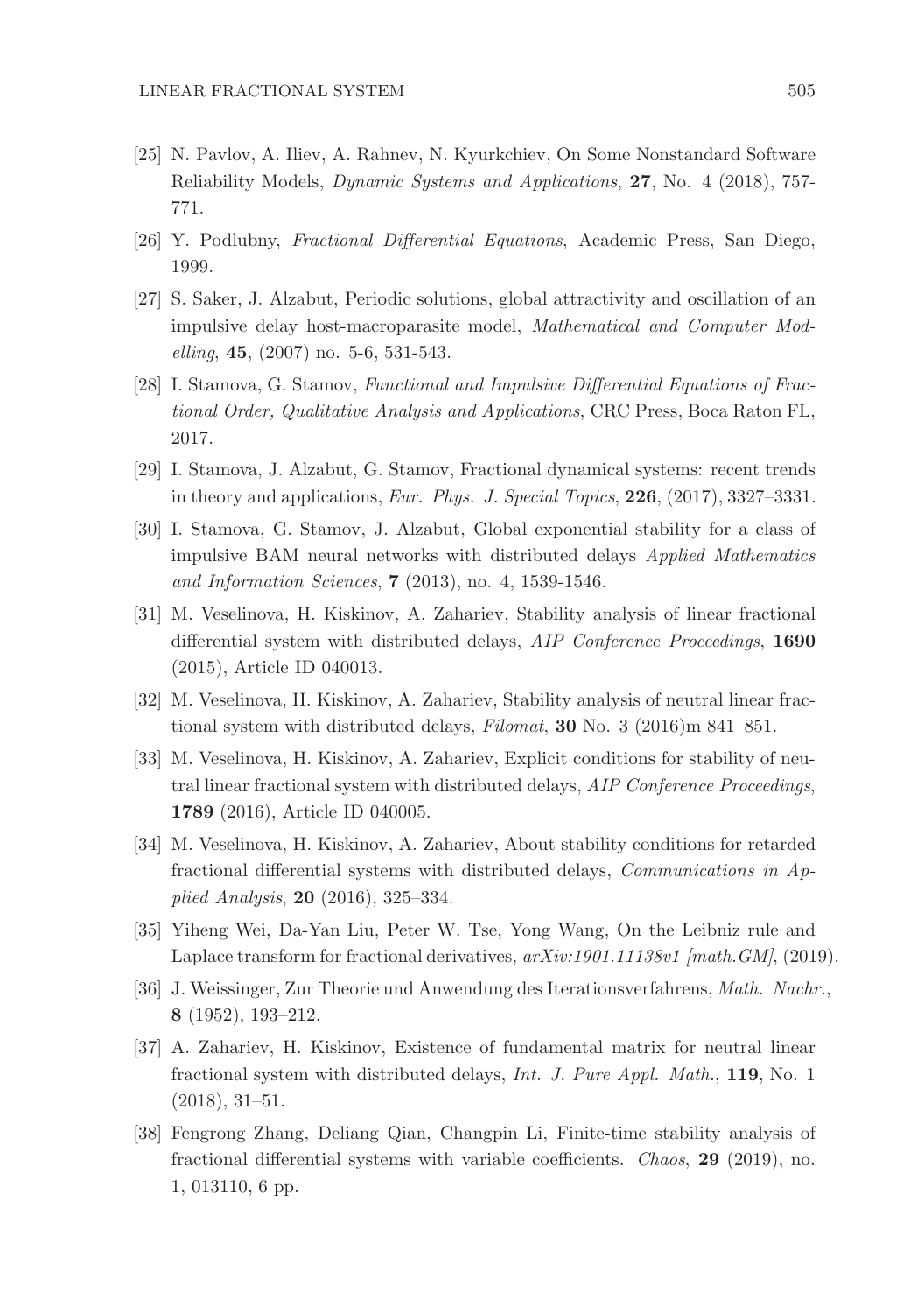[25] N. Pavlov, A. Iliev, A. Rahnev, N. Kyurkchiev, On Some Nonstandard Software Reliability Models, *Dynamic Systems and Applications*, **27**, No. 4 (2018), 757-771.

[26] Y. Podlubny, *Fractional Differential Equations*, Academic Press, San Diego, 1999.

[27] S. Saker, J. Alzabut, Periodic solutions, global attractivity and oscillation of an impulsive delay host-macroparasite model, *Mathematical and Computer Modelling*, **45**, (2007) no. 5-6, 531-543.

[28] I. Stamova, G. Stamov, *Functional and Impulsive Differential Equations of Fractional Order, Qualitative Analysis and Applications*, CRC Press, Boca Raton FL, 2017.

[29] I. Stamova, J. Alzabut, G. Stamov, Fractional dynamical systems: recent trends in theory and applications, *Eur. Phys. J. Special Topics*, **226**, (2017), 3327–3331.

[30] I. Stamova, G. Stamov, J. Alzabut, Global exponential stability for a class of impulsive BAM neural networks with distributed delays *Applied Mathematics and Information Sciences*, **7** (2013), no. 4, 1539-1546.

[31] M. Veselinova, H. Kiskinov, A. Zahariev, Stability analysis of linear fractional differential system with distributed delays, *AIP Conference Proceedings*, **1690** (2015), Article ID 040013.

[32] M. Veselinova, H. Kiskinov, A. Zahariev, Stability analysis of neutral linear fractional system with distributed delays, *Filomat*, **30** No. 3 (2016)m 841–851.

[33] M. Veselinova, H. Kiskinov, A. Zahariev, Explicit conditions for stability of neutral linear fractional system with distributed delays, *AIP Conference Proceedings*, **1789** (2016), Article ID 040005.

[34] M. Veselinova, H. Kiskinov, A. Zahariev, About stability conditions for retarded fractional differential systems with distributed delays, *Communications in Applied Analysis*, **20** (2016), 325–334.

[35] Yiheng Wei, Da-Yan Liu, Peter W. Tse, Yong Wang, On the Leibniz rule and Laplace transform for fractional derivatives, *arXiv:1901.11138v1 [math.GM]*, (2019).

[36] J. Weissinger, Zur Theorie und Anwendung des Iterationsverfahrens, *Math. Nachr.*, **8** (1952), 193–212.

[37] A. Zahariev, H. Kiskinov, Existence of fundamental matrix for neutral linear fractional system with distributed delays, *Int. J. Pure Appl. Math.*, **119**, No. 1 (2018), 31–51.

[38] Fengrong Zhang, Deliang Qian, Changpin Li, Finite-time stability analysis of fractional differential systems with variable coefficients. *Chaos*, **29** (2019), no. 1, 013110, 6 pp.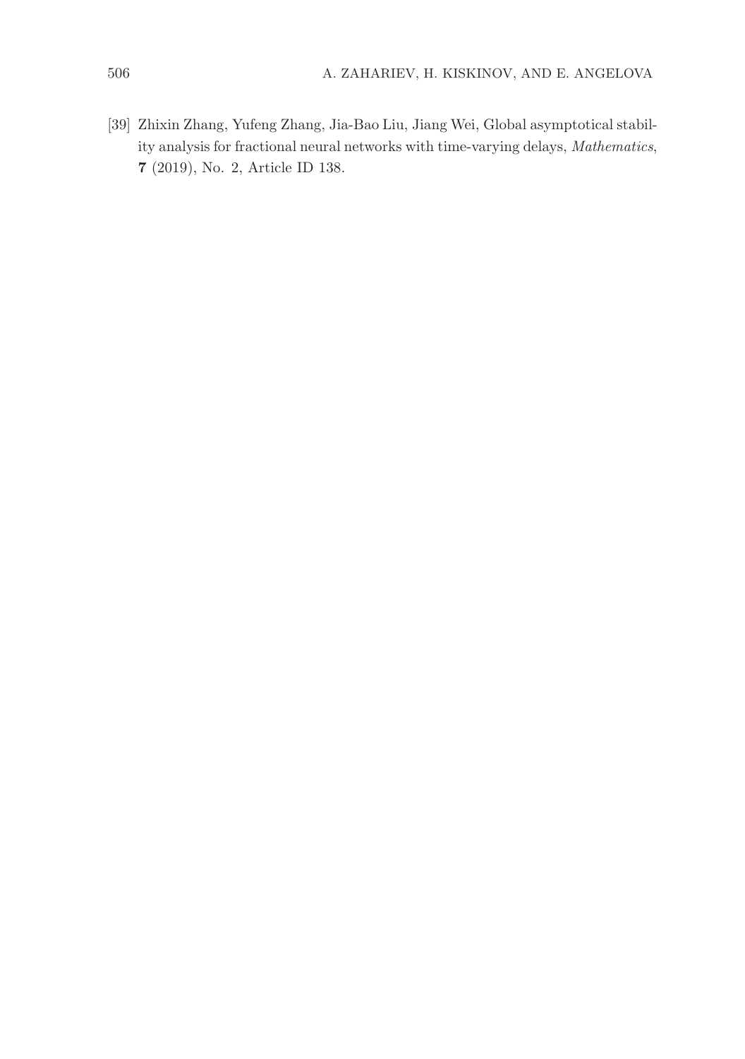[39] Zhixin Zhang, Yufeng Zhang, Jia-Bao Liu, Jiang Wei, Global asymptotical stability analysis for fractional neural networks with time-varying delays, *Mathematics*, **7** (2019), No. 2, Article ID 138.